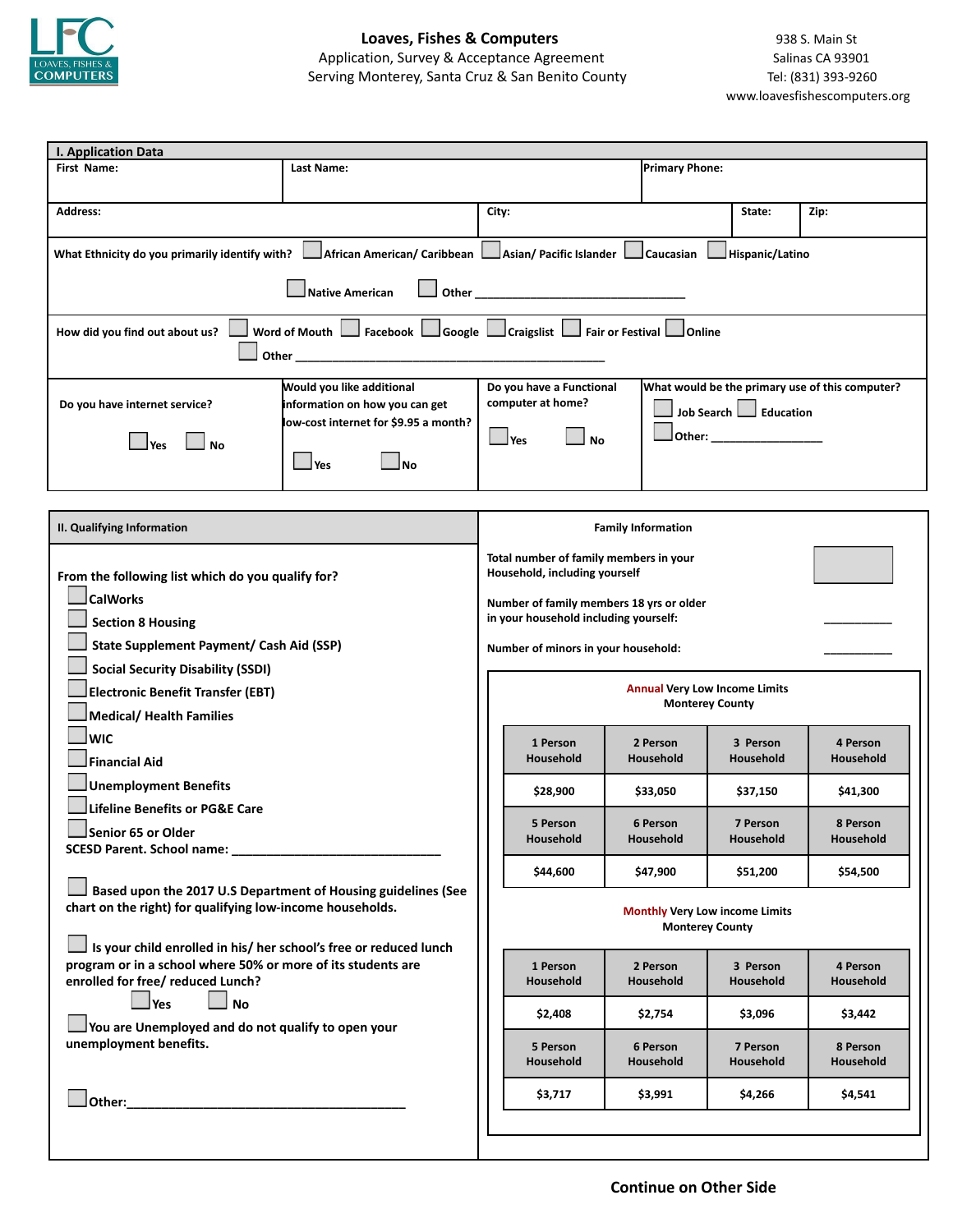**LFC** LOAVES, FISHES & COMPUTERS

**Loaves, Fishes & Computers**
Application, Survey & Acceptance Agreement
Serving Monterey, Santa Cruz & San Benito County

938 S. Main St
Salinas CA 93901
Tel: (831) 393-9260
www.loavesfishescomputers.org

## I. Application Data

| First Name: | Last Name: | Primary Phone: |
|---|---|---|
| | | |

| Address: | City: | State: | Zip: |
|---|---|---|---|
| | | | |

**What Ethnicity do you primarily identify with?** ☐ African American/ Caribbean ☐ Asian/ Pacific Islander ☐ Caucasian ☐ Hispanic/Latino ☐ Native American ☐ Other ________________________________

**How did you find out about us?** ☐ Word of Mouth ☐ Facebook ☐ Google ☐ Craigslist ☐ Fair or Festival ☐ Online ☐ Other ________________________________________________

| Do you have internet service? | Would you like additional information on how you can get low-cost internet for $9.95 a month? | Do you have a Functional computer at home? | What would be the primary use of this computer? |
|---|---|---|---|
| ☐ Yes ☐ No | ☐ Yes ☐ No | ☐ Yes ☐ No | ☐ Job Search ☐ Education ☐ Other: _________________ |

## II. Qualifying Information

**From the following list which do you qualify for?**

- ☐ CalWorks
- ☐ Section 8 Housing
- ☐ State Supplement Payment/ Cash Aid (SSP)
- ☐ Social Security Disability (SSDI)
- ☐ Electronic Benefit Transfer (EBT)
- ☐ Medical/ Health Families
- ☐ WIC
- ☐ Financial Aid
- ☐ Unemployment Benefits
- ☐ Lifeline Benefits or PG&E Care
- ☐ Senior 65 or Older

SCESD Parent. School name: ________________________________

☐ Based upon the 2017 U.S Department of Housing guidelines (See chart on the right) for qualifying low-income households.

☐ Is your child enrolled in his/ her school's free or reduced lunch program or in a school where 50% or more of its students are enrolled for free/ reduced Lunch?
☐ Yes ☐ No

☐ You are Unemployed and do not qualify to open your unemployment benefits.

☐ Other:__________________________________________

### Family Information

Total number of family members in your Household, including yourself: ☐

Number of family members 18 yrs or older in your household including yourself: __________

Number of minors in your household: __________

**Annual Very Low Income Limits**
**Monterey County**

| 1 Person Household | 2 Person Household | 3 Person Household | 4 Person Household |
|---|---|---|---|
| $28,900 | $33,050 | $37,150 | $41,300 |
| **5 Person Household** | **6 Person Household** | **7 Person Household** | **8 Person Household** |
| $44,600 | $47,900 | $51,200 | $54,500 |

**Monthly Very Low income Limits**
**Monterey County**

| 1 Person Household | 2 Person Household | 3 Person Household | 4 Person Household |
|---|---|---|---|
| $2,408 | $2,754 | $3,096 | $3,442 |
| **5 Person Household** | **6 Person Household** | **7 Person Household** | **8 Person Household** |
| $3,717 | $3,991 | $4,266 | $4,541 |

**Continue on Other Side**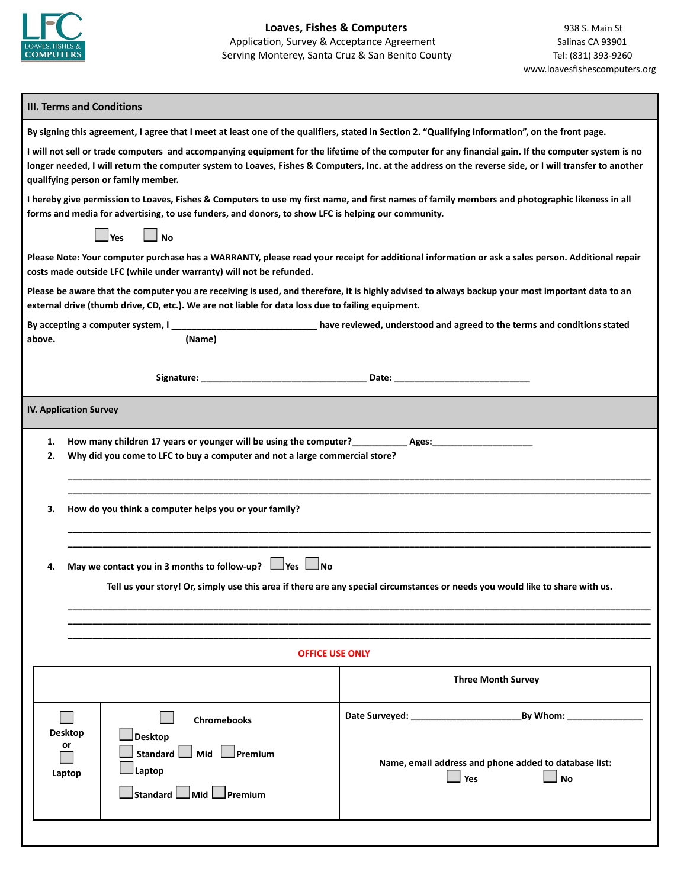**Loaves, Fishes & Computers**
Application, Survey & Acceptance Agreement
Serving Monterey, Santa Cruz & San Benito County

938 S. Main St
Salinas CA 93901
Tel: (831) 393-9260
www.loavesfishescomputers.org

## III. Terms and Conditions

**By signing this agreement, I agree that I meet at least one of the qualifiers, stated in Section 2. "Qualifying Information", on the front page.**

**I will not sell or trade computers and accompanying equipment for the lifetime of the computer for any financial gain. If the computer system is no longer needed, I will return the computer system to Loaves, Fishes & Computers, Inc. at the address on the reverse side, or I will transfer to another qualifying person or family member.**

**I hereby give permission to Loaves, Fishes & Computers to use my first name, and first names of family members and photographic likeness in all forms and media for advertising, to use funders, and donors, to show LFC is helping our community.**

☐ **Yes** ☐ **No**

**Please Note: Your computer purchase has a WARRANTY, please read your receipt for additional information or ask a sales person. Additional repair costs made outside LFC (while under warranty) will not be refunded.**

**Please be aware that the computer you are receiving is used, and therefore, it is highly advised to always backup your most important data to an external drive (thumb drive, CD, etc.). We are not liable for data loss due to failing equipment.**

**By accepting a computer system, I _____________________________ have reviewed, understood and agreed to the terms and conditions stated above.**
**(Name)**

**Signature: _________________________________ Date: ___________________________**

## IV. Application Survey

1. **How many children 17 years or younger will be using the computer?___________ Ages:____________________**
2. **Why did you come to LFC to buy a computer and not a large commercial store?**

_______________________________________________________________________________

_______________________________________________________________________________

3. **How do you think a computer helps you or your family?**

_______________________________________________________________________________

_______________________________________________________________________________

4. **May we contact you in 3 months to follow-up?** ☐ **Yes** ☐ **No**

**Tell us your story! Or, simply use this area if there are any special circumstances or needs you would like to share with us.**

_______________________________________________________________________________

_______________________________________________________________________________

_______________________________________________________________________________

**OFFICE USE ONLY**

| | | **Three Month Survey** |
|---|---|---|
| ☐ **Desktop** **or** ☐ **Laptop** | ☐ **Chromebooks**<br>☐ **Desktop**<br>☐ **Standard** ☐ **Mid** ☐ **Premium**<br>☐ **Laptop**<br>☐ **Standard** ☐ **Mid** ☐ **Premium** | **Date Surveyed: ______________________By Whom: _______________**<br><br>**Name, email address and phone added to database list:**<br>☐ **Yes** ☐ **No** |